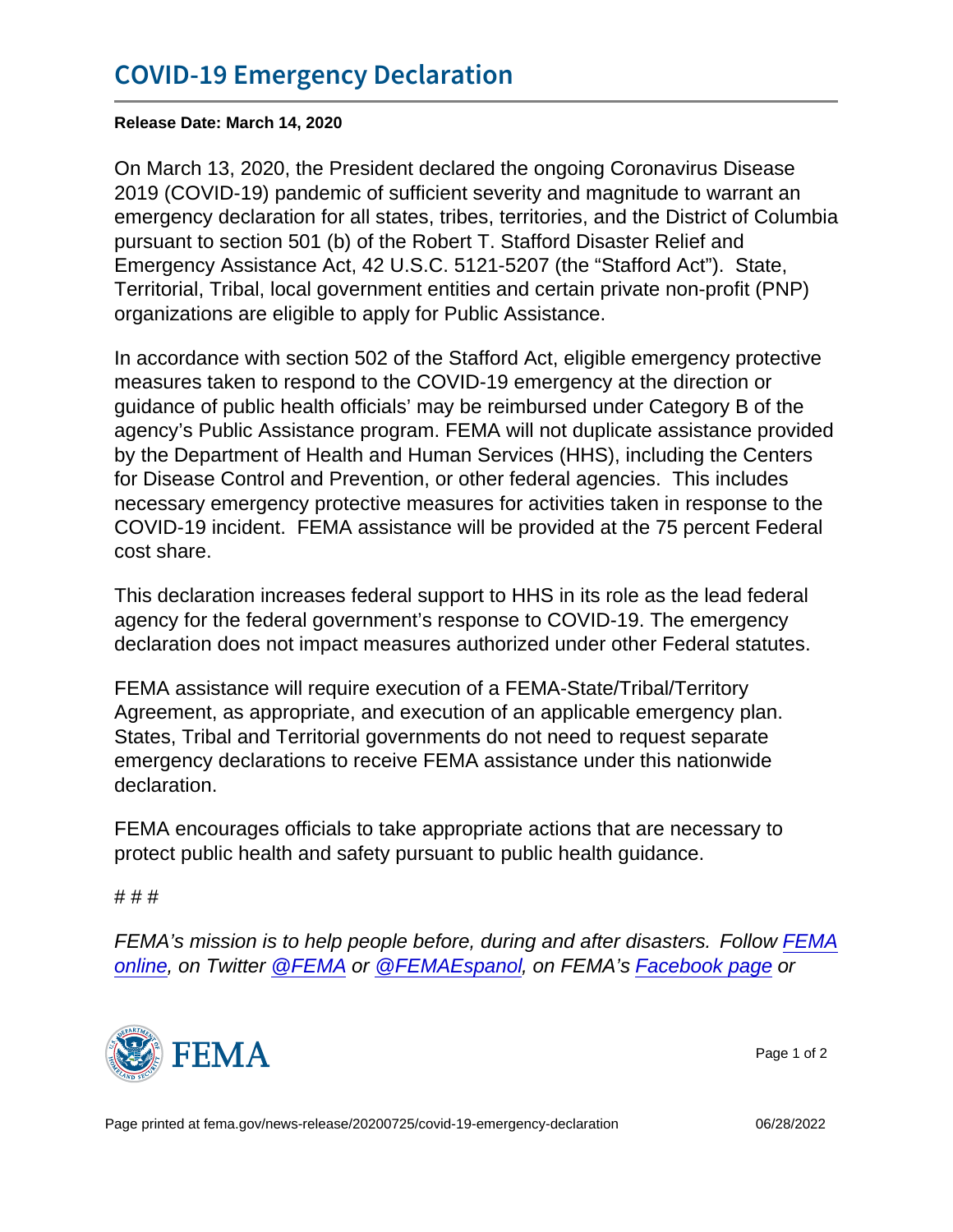# COVID-19 Emergency Declaration

**Release Date: March 14, 2020**

On March 13, 2020, the President declared the ongoing Coronavirus Disease 2019 (COVID-19) pandemic of sufficient severity and magnitude to warrant an emergency declaration for all states, tribes, territories, and the District of Columbia pursuant to section 501 (b) of the Robert T. Stafford Disaster Relief and Emergency Assistance Act, 42 U.S.C. 5121-5207 (the "Stafford Act"). State, Territorial, Tribal, local government entities and certain private non-profit (PNP) organizations are eligible to apply for Public Assistance.

In accordance with section 502 of the Stafford Act, eligible emergency protective measures taken to respond to the COVID-19 emergency at the direction or guidance of public health officials' may be reimbursed under Category B of the agency's Public Assistance program. FEMA will not duplicate assistance provided by the Department of Health and Human Services (HHS), including the Centers for Disease Control and Prevention, or other federal agencies. This includes necessary emergency protective measures for activities taken in response to the COVID-19 incident. FEMA assistance will be provided at the 75 percent Federal cost share.

This declaration increases federal support to HHS in its role as the lead federal agency for the federal government's response to COVID-19. The emergency declaration does not impact measures authorized under other Federal statutes.

FEMA assistance will require execution of a FEMA-State/Tribal/Territory Agreement, as appropriate, and execution of an applicable emergency plan. States, Tribal and Territorial governments do not need to request separate emergency declarations to receive FEMA assistance under this nationwide declaration.

FEMA encourages officials to take appropriate actions that are necessary to protect public health and safety pursuant to public health guidance.

# # #

*FEMA's mission is to help people before, during and after disasters. Follow [FEMA online](), on Twitter [@FEMA]() or [@FEMAEspanol](), on FEMA's [Facebook page]() or*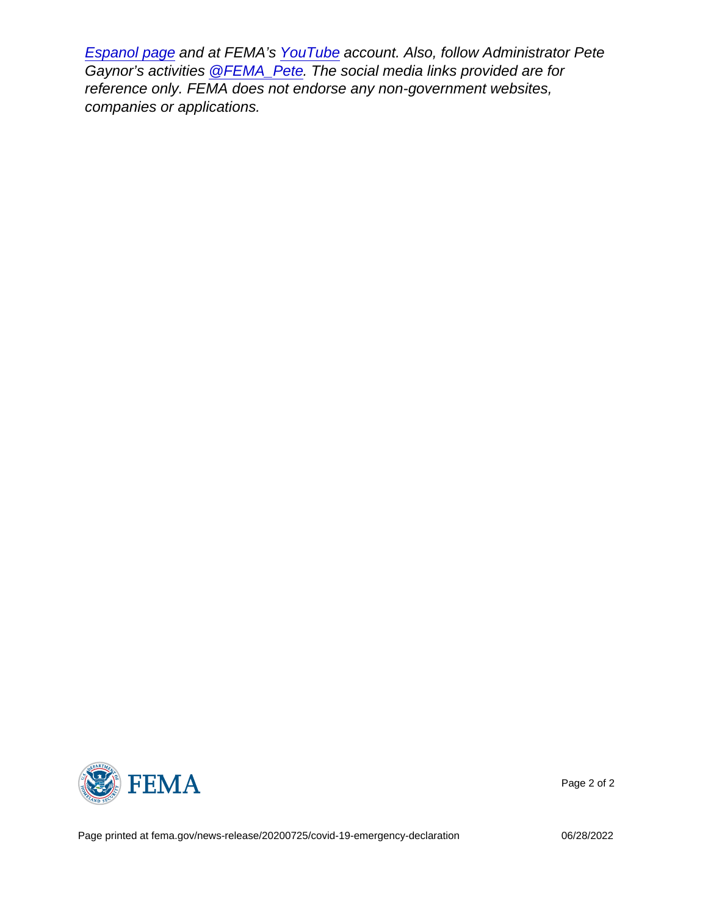*[Espanol page](#) and at FEMA's [YouTube](#) account. Also, follow Administrator Pete Gaynor's activities [@FEMA_Pete](#). The social media links provided are for reference only. FEMA does not endorse any non-government websites, companies or applications.*